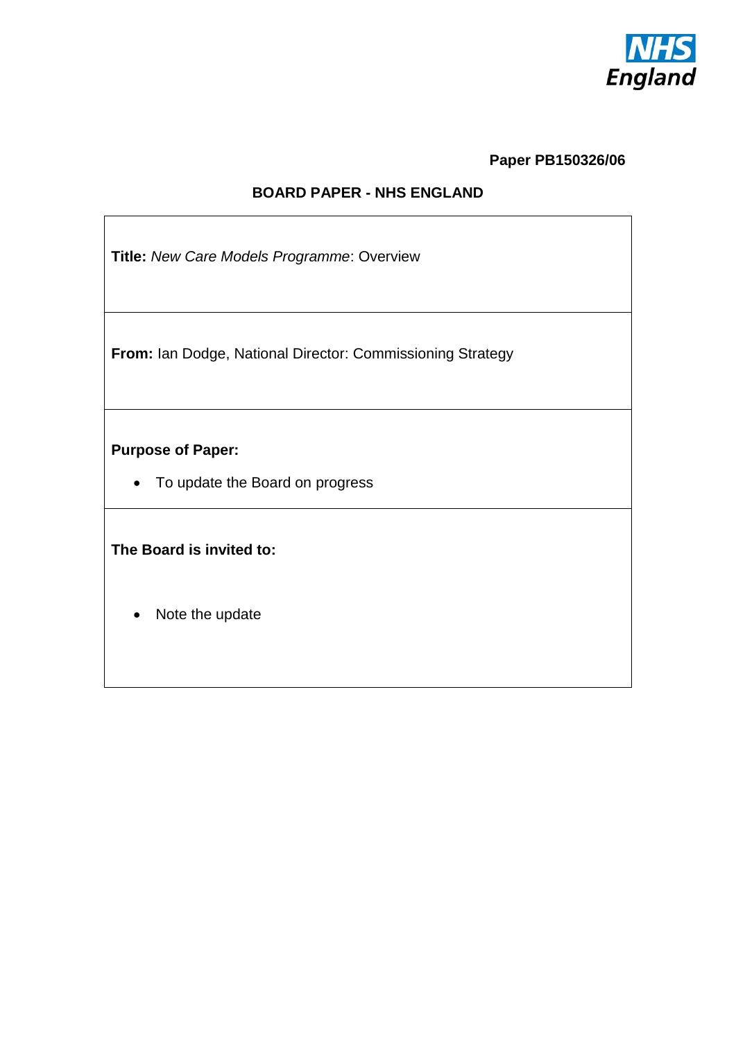**Paper PB150326/06**

**BOARD PAPER - NHS ENGLAND**

**Title:** *New Care Models Programme*: Overview

**From:** Ian Dodge, National Director: Commissioning Strategy

**Purpose of Paper:**

- To update the Board on progress

**The Board is invited to:**

- Note the update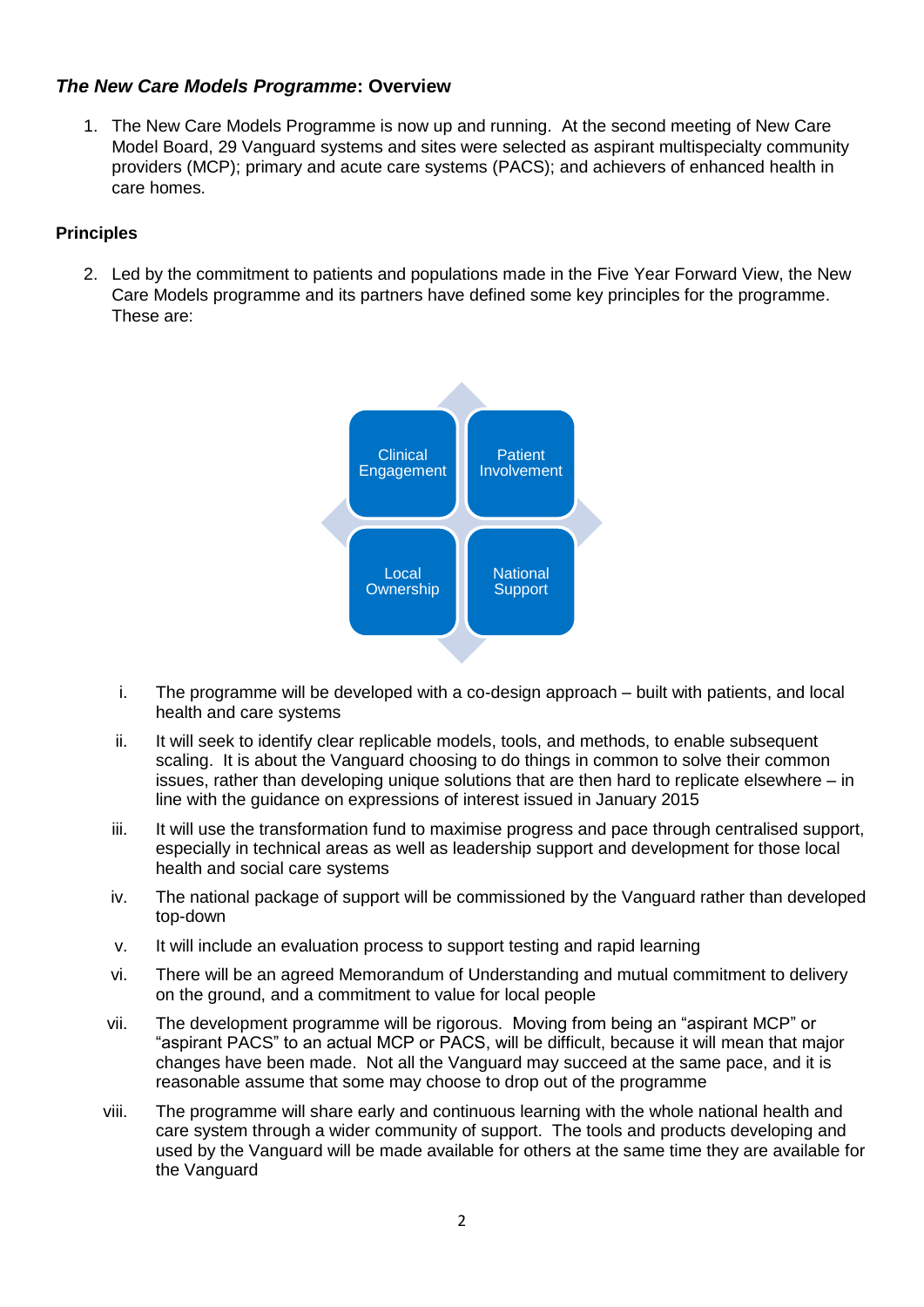## *The New Care Models Programme*: Overview

1. The New Care Models Programme is now up and running. At the second meeting of New Care Model Board, 29 Vanguard systems and sites were selected as aspirant multispecialty community providers (MCP); primary and acute care systems (PACS); and achievers of enhanced health in care homes.

### Principles

2. Led by the commitment to patients and populations made in the Five Year Forward View, the New Care Models programme and its partners have defined some key principles for the programme. These are:

Clinical Engagement | Patient Involvement | Local Ownership | National Support

i. The programme will be developed with a co-design approach – built with patients, and local health and care systems

ii. It will seek to identify clear replicable models, tools, and methods, to enable subsequent scaling. It is about the Vanguard choosing to do things in common to solve their common issues, rather than developing unique solutions that are then hard to replicate elsewhere – in line with the guidance on expressions of interest issued in January 2015

iii. It will use the transformation fund to maximise progress and pace through centralised support, especially in technical areas as well as leadership support and development for those local health and social care systems

iv. The national package of support will be commissioned by the Vanguard rather than developed top-down

v. It will include an evaluation process to support testing and rapid learning

vi. There will be an agreed Memorandum of Understanding and mutual commitment to delivery on the ground, and a commitment to value for local people

vii. The development programme will be rigorous. Moving from being an "aspirant MCP" or "aspirant PACS" to an actual MCP or PACS, will be difficult, because it will mean that major changes have been made. Not all the Vanguard may succeed at the same pace, and it is reasonable assume that some may choose to drop out of the programme

viii. The programme will share early and continuous learning with the whole national health and care system through a wider community of support. The tools and products developing and used by the Vanguard will be made available for others at the same time they are available for the Vanguard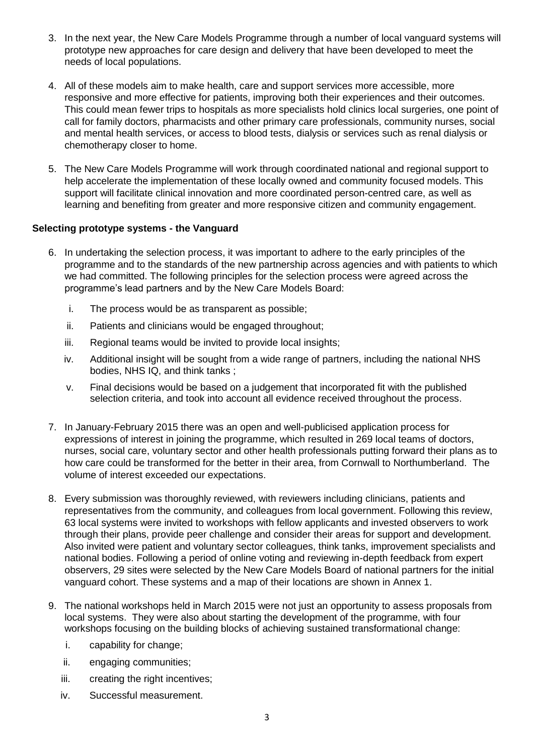3. In the next year, the New Care Models Programme through a number of local vanguard systems will prototype new approaches for care design and delivery that have been developed to meet the needs of local populations.

4. All of these models aim to make health, care and support services more accessible, more responsive and more effective for patients, improving both their experiences and their outcomes. This could mean fewer trips to hospitals as more specialists hold clinics local surgeries, one point of call for family doctors, pharmacists and other primary care professionals, community nurses, social and mental health services, or access to blood tests, dialysis or services such as renal dialysis or chemotherapy closer to home.

5. The New Care Models Programme will work through coordinated national and regional support to help accelerate the implementation of these locally owned and community focused models. This support will facilitate clinical innovation and more coordinated person-centred care, as well as learning and benefiting from greater and more responsive citizen and community engagement.

**Selecting prototype systems - the Vanguard**

6. In undertaking the selection process, it was important to adhere to the early principles of the programme and to the standards of the new partnership across agencies and with patients to which we had committed. The following principles for the selection process were agreed across the programme's lead partners and by the New Care Models Board:

   i. The process would be as transparent as possible;

   ii. Patients and clinicians would be engaged throughout;

   iii. Regional teams would be invited to provide local insights;

   iv. Additional insight will be sought from a wide range of partners, including the national NHS bodies, NHS IQ, and think tanks ;

   v. Final decisions would be based on a judgement that incorporated fit with the published selection criteria, and took into account all evidence received throughout the process.

7. In January-February 2015 there was an open and well-publicised application process for expressions of interest in joining the programme, which resulted in 269 local teams of doctors, nurses, social care, voluntary sector and other health professionals putting forward their plans as to how care could be transformed for the better in their area, from Cornwall to Northumberland. The volume of interest exceeded our expectations.

8. Every submission was thoroughly reviewed, with reviewers including clinicians, patients and representatives from the community, and colleagues from local government. Following this review, 63 local systems were invited to workshops with fellow applicants and invested observers to work through their plans, provide peer challenge and consider their areas for support and development. Also invited were patient and voluntary sector colleagues, think tanks, improvement specialists and national bodies. Following a period of online voting and reviewing in-depth feedback from expert observers, 29 sites were selected by the New Care Models Board of national partners for the initial vanguard cohort. These systems and a map of their locations are shown in Annex 1.

9. The national workshops held in March 2015 were not just an opportunity to assess proposals from local systems. They were also about starting the development of the programme, with four workshops focusing on the building blocks of achieving sustained transformational change:

   i. capability for change;

   ii. engaging communities;

   iii. creating the right incentives;

   iv. Successful measurement.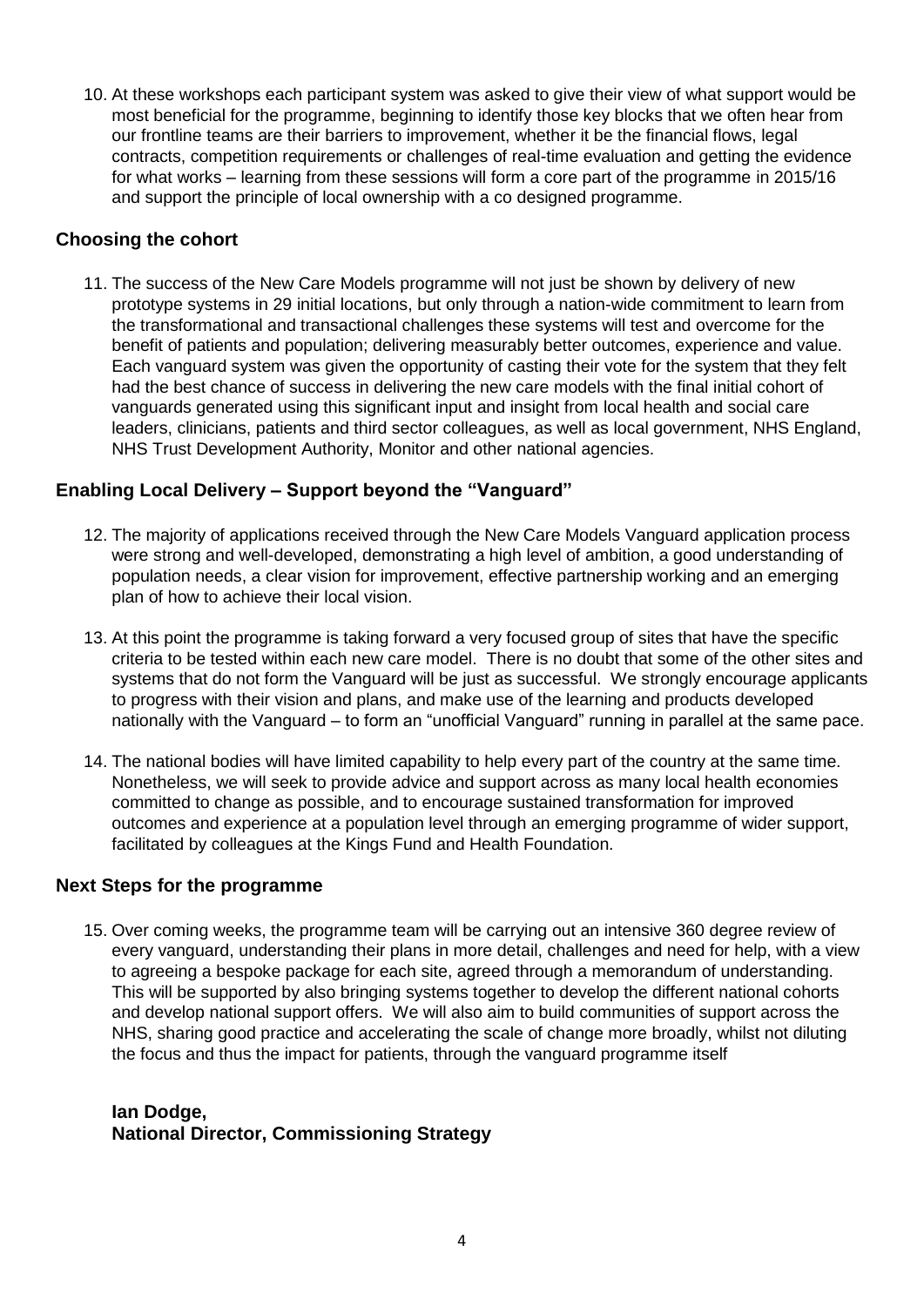10. At these workshops each participant system was asked to give their view of what support would be most beneficial for the programme, beginning to identify those key blocks that we often hear from our frontline teams are their barriers to improvement, whether it be the financial flows, legal contracts, competition requirements or challenges of real-time evaluation and getting the evidence for what works – learning from these sessions will form a core part of the programme in 2015/16 and support the principle of local ownership with a co designed programme.

### Choosing the cohort

11. The success of the New Care Models programme will not just be shown by delivery of new prototype systems in 29 initial locations, but only through a nation-wide commitment to learn from the transformational and transactional challenges these systems will test and overcome for the benefit of patients and population; delivering measurably better outcomes, experience and value. Each vanguard system was given the opportunity of casting their vote for the system that they felt had the best chance of success in delivering the new care models with the final initial cohort of vanguards generated using this significant input and insight from local health and social care leaders, clinicians, patients and third sector colleagues, as well as local government, NHS England, NHS Trust Development Authority, Monitor and other national agencies.

### Enabling Local Delivery – Support beyond the "Vanguard"

12. The majority of applications received through the New Care Models Vanguard application process were strong and well-developed, demonstrating a high level of ambition, a good understanding of population needs, a clear vision for improvement, effective partnership working and an emerging plan of how to achieve their local vision.

13. At this point the programme is taking forward a very focused group of sites that have the specific criteria to be tested within each new care model. There is no doubt that some of the other sites and systems that do not form the Vanguard will be just as successful. We strongly encourage applicants to progress with their vision and plans, and make use of the learning and products developed nationally with the Vanguard – to form an "unofficial Vanguard" running in parallel at the same pace.

14. The national bodies will have limited capability to help every part of the country at the same time. Nonetheless, we will seek to provide advice and support across as many local health economies committed to change as possible, and to encourage sustained transformation for improved outcomes and experience at a population level through an emerging programme of wider support, facilitated by colleagues at the Kings Fund and Health Foundation.

### Next Steps for the programme

15. Over coming weeks, the programme team will be carrying out an intensive 360 degree review of every vanguard, understanding their plans in more detail, challenges and need for help, with a view to agreeing a bespoke package for each site, agreed through a memorandum of understanding. This will be supported by also bringing systems together to develop the different national cohorts and develop national support offers. We will also aim to build communities of support across the NHS, sharing good practice and accelerating the scale of change more broadly, whilst not diluting the focus and thus the impact for patients, through the vanguard programme itself

**Ian Dodge,**
**National Director, Commissioning Strategy**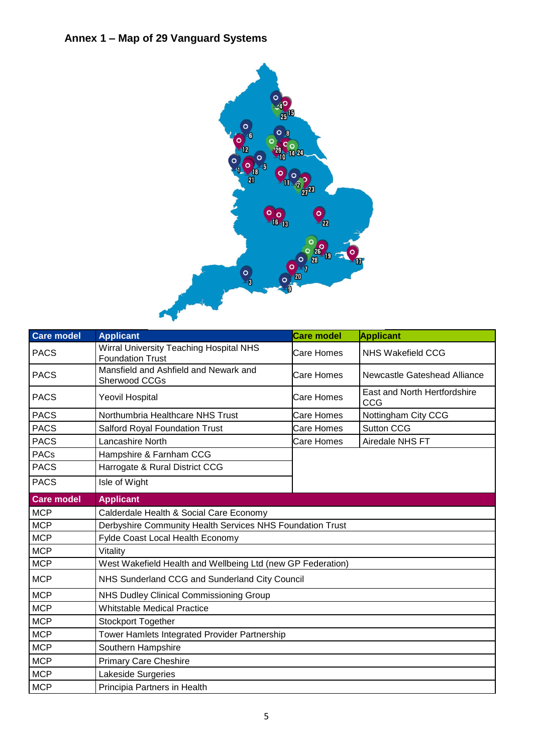## Annex 1 – Map of 29 Vanguard Systems

4
15
25
6
8
12
29
14
24
10
1
18
5
21
11
2
27
23
16
13
22
26
19
28
17
7
3
20
9

| Care model | Applicant | Care model | Applicant |
|---|---|---|---|
| PACS | Wirral University Teaching Hospital NHS Foundation Trust | Care Homes | NHS Wakefield CCG |
| PACS | Mansfield and Ashfield and Newark and Sherwood CCGs | Care Homes | Newcastle Gateshead Alliance |
| PACS | Yeovil Hospital | Care Homes | East and North Hertfordshire CCG |
| PACS | Northumbria Healthcare NHS Trust | Care Homes | Nottingham City CCG |
| PACS | Salford Royal Foundation Trust | Care Homes | Sutton CCG |
| PACS | Lancashire North | Care Homes | Airedale NHS FT |
| PACs | Hampshire & Farnham CCG | | |
| PACS | Harrogate & Rural District CCG | | |
| PACS | Isle of Wight | | |

| Care model | Applicant |
|---|---|
| MCP | Calderdale Health & Social Care Economy |
| MCP | Derbyshire Community Health Services NHS Foundation Trust |
| MCP | Fylde Coast Local Health Economy |
| MCP | Vitality |
| MCP | West Wakefield Health and Wellbeing Ltd (new GP Federation) |
| MCP | NHS Sunderland CCG and Sunderland City Council |
| MCP | NHS Dudley Clinical Commissioning Group |
| MCP | Whitstable Medical Practice |
| MCP | Stockport Together |
| MCP | Tower Hamlets Integrated Provider Partnership |
| MCP | Southern Hampshire |
| MCP | Primary Care Cheshire |
| MCP | Lakeside Surgeries |
| MCP | Principia Partners in Health |